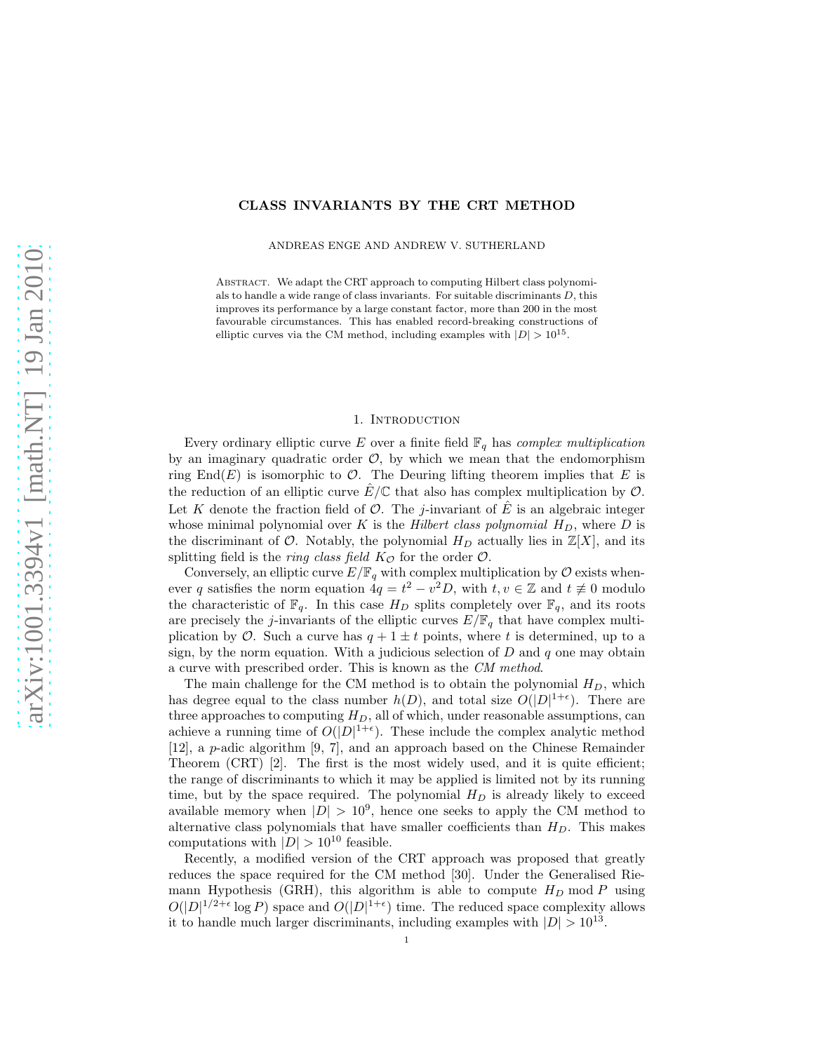# CLASS INVARIANTS BY THE CRT METHOD

ANDREAS ENGE AND ANDREW V. SUTHERLAND

Abstract. We adapt the CRT approach to computing Hilbert class polynomials to handle a wide range of class invariants. For suitable discriminants $D$, this improves its performance by a large constant factor, more than 200 in the most favourable circumstances. This has enabled record-breaking constructions of elliptic curves via the CM method, including examples with $|D| > 10^{15}$.

## 1. Introduction

Every ordinary elliptic curve $E$ over a finite field $\mathbb{F}_q$ has *complex multiplication* by an imaginary quadratic order $\mathcal{O}$, by which we mean that the endomorphism ring $\mathrm{End}(E)$ is isomorphic to $\mathcal{O}$. The Deuring lifting theorem implies that $E$ is the reduction of an elliptic curve $\hat{E}/\mathbb{C}$ that also has complex multiplication by $\mathcal{O}$. Let $K$ denote the fraction field of $\mathcal{O}$. The $j$-invariant of $\hat{E}$ is an algebraic integer whose minimal polynomial over $K$ is the *Hilbert class polynomial* $H_D$, where $D$ is the discriminant of $\mathcal{O}$. Notably, the polynomial $H_D$ actually lies in $\mathbb{Z}[X]$, and its splitting field is the *ring class field* $K_{\mathcal{O}}$ for the order $\mathcal{O}$.

Conversely, an elliptic curve $E/\mathbb{F}_q$ with complex multiplication by $\mathcal{O}$ exists whenever $q$ satisfies the norm equation $4q = t^2 - v^2 D$, with $t, v \in \mathbb{Z}$ and $t \not\equiv 0$ modulo the characteristic of $\mathbb{F}_q$. In this case $H_D$ splits completely over $\mathbb{F}_q$, and its roots are precisely the $j$-invariants of the elliptic curves $E/\mathbb{F}_q$ that have complex multiplication by $\mathcal{O}$. Such a curve has $q + 1 \pm t$ points, where $t$ is determined, up to a sign, by the norm equation. With a judicious selection of $D$ and $q$ one may obtain a curve with prescribed order. This is known as the *CM method*.

The main challenge for the CM method is to obtain the polynomial $H_D$, which has degree equal to the class number $h(D)$, and total size $O(|D|^{1+\epsilon})$. There are three approaches to computing $H_D$, all of which, under reasonable assumptions, can achieve a running time of $O(|D|^{1+\epsilon})$. These include the complex analytic method [12], a $p$-adic algorithm [9, 7], and an approach based on the Chinese Remainder Theorem (CRT) [2]. The first is the most widely used, and it is quite efficient; the range of discriminants to which it may be applied is limited not by its running time, but by the space required. The polynomial $H_D$ is already likely to exceed available memory when $|D| > 10^9$, hence one seeks to apply the CM method to alternative class polynomials that have smaller coefficients than $H_D$. This makes computations with $|D| > 10^{10}$ feasible.

Recently, a modified version of the CRT approach was proposed that greatly reduces the space required for the CM method [30]. Under the Generalised Riemann Hypothesis (GRH), this algorithm is able to compute $H_D \bmod P$ using $O(|D|^{1/2+\epsilon} \log P)$ space and $O(|D|^{1+\epsilon})$ time. The reduced space complexity allows it to handle much larger discriminants, including examples with $|D| > 10^{13}$.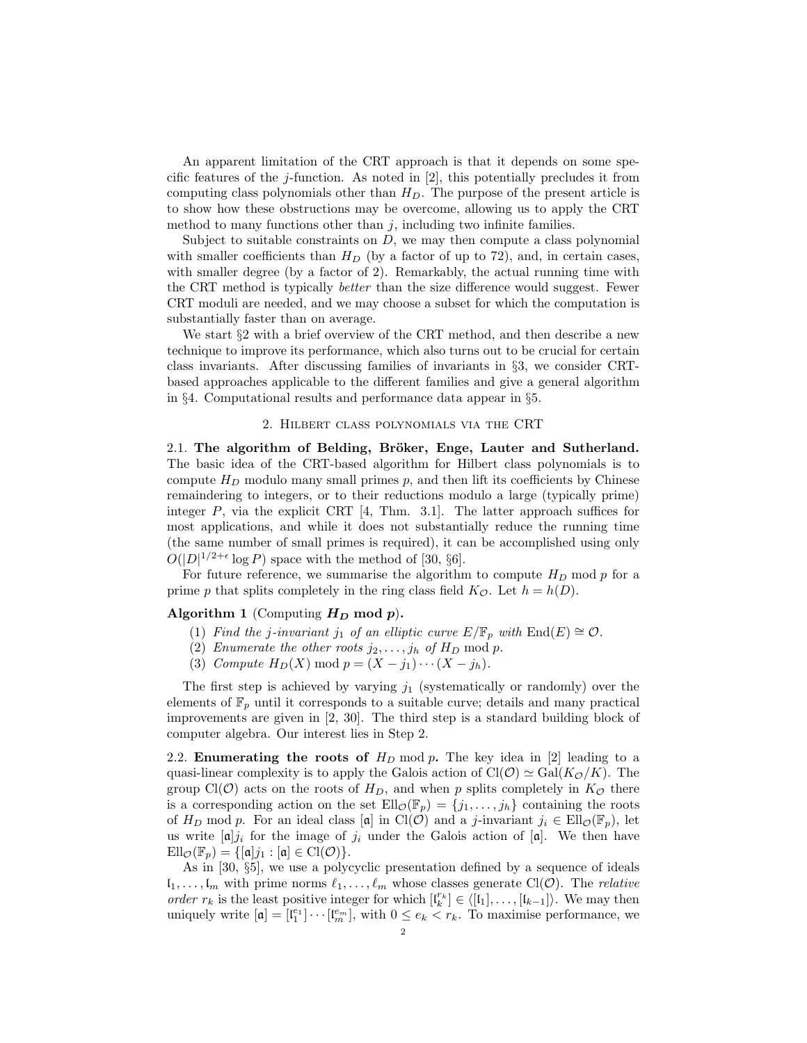An apparent limitation of the CRT approach is that it depends on some specific features of the $j$-function. As noted in [2], this potentially precludes it from computing class polynomials other than $H_D$. The purpose of the present article is to show how these obstructions may be overcome, allowing us to apply the CRT method to many functions other than $j$, including two infinite families.

Subject to suitable constraints on $D$, we may then compute a class polynomial with smaller coefficients than $H_D$ (by a factor of up to 72), and, in certain cases, with smaller degree (by a factor of 2). Remarkably, the actual running time with the CRT method is typically *better* than the size difference would suggest. Fewer CRT moduli are needed, and we may choose a subset for which the computation is substantially faster than on average.

We start §2 with a brief overview of the CRT method, and then describe a new technique to improve its performance, which also turns out to be crucial for certain class invariants. After discussing families of invariants in §3, we consider CRT-based approaches applicable to the different families and give a general algorithm in §4. Computational results and performance data appear in §5.

## 2. Hilbert class polynomials via the CRT

**2.1. The algorithm of Belding, Bröker, Enge, Lauter and Sutherland.** The basic idea of the CRT-based algorithm for Hilbert class polynomials is to compute $H_D$ modulo many small primes $p$, and then lift its coefficients by Chinese remaindering to integers, or to their reductions modulo a large (typically prime) integer $P$, via the explicit CRT [4, Thm. 3.1]. The latter approach suffices for most applications, and while it does not substantially reduce the running time (the same number of small primes is required), it can be accomplished using only $O(|D|^{1/2+\epsilon} \log P)$ space with the method of [30, §6].

For future reference, we summarise the algorithm to compute $H_D \bmod p$ for a prime $p$ that splits completely in the ring class field $K_\mathcal{O}$. Let $h = h(D)$.

**Algorithm 1** (Computing $\boldsymbol{H_D} \textbf{ mod } \boldsymbol{p}$).

1. *Find the $j$-invariant $j_1$ of an elliptic curve $E/\mathbb{F}_p$ with* $\mathrm{End}(E) \cong \mathcal{O}$.
2. *Enumerate the other roots $j_2, \ldots, j_h$ of $H_D \bmod p$.*
3. *Compute* $H_D(X) \bmod p = (X - j_1) \cdots (X - j_h)$.

The first step is achieved by varying $j_1$ (systematically or randomly) over the elements of $\mathbb{F}_p$ until it corresponds to a suitable curve; details and many practical improvements are given in [2, 30]. The third step is a standard building block of computer algebra. Our interest lies in Step 2.

**2.2. Enumerating the roots of** $H_D \bmod p$**.** The key idea in [2] leading to a quasi-linear complexity is to apply the Galois action of $\mathrm{Cl}(\mathcal{O}) \simeq \mathrm{Gal}(K_\mathcal{O}/K)$. The group $\mathrm{Cl}(\mathcal{O})$ acts on the roots of $H_D$, and when $p$ splits completely in $K_\mathcal{O}$ there is a corresponding action on the set $\mathrm{Ell}_\mathcal{O}(\mathbb{F}_p) = \{j_1, \ldots, j_h\}$ containing the roots of $H_D \bmod p$. For an ideal class $[\mathfrak{a}]$ in $\mathrm{Cl}(\mathcal{O})$ and a $j$-invariant $j_i \in \mathrm{Ell}_\mathcal{O}(\mathbb{F}_p)$, let us write $[\mathfrak{a}]j_i$ for the image of $j_i$ under the Galois action of $[\mathfrak{a}]$. We then have $\mathrm{Ell}_\mathcal{O}(\mathbb{F}_p) = \{[\mathfrak{a}]j_1 : [\mathfrak{a}] \in \mathrm{Cl}(\mathcal{O})\}$.

As in [30, §5], we use a polycyclic presentation defined by a sequence of ideals $\mathfrak{l}_1, \ldots, \mathfrak{l}_m$ with prime norms $\ell_1, \ldots, \ell_m$ whose classes generate $\mathrm{Cl}(\mathcal{O})$. The *relative order* $r_k$ is the least positive integer for which $[\mathfrak{l}_k^{r_k}] \in \langle [\mathfrak{l}_1], \ldots, [\mathfrak{l}_{k-1}] \rangle$. We may then uniquely write $[\mathfrak{a}] = [\mathfrak{l}_1^{e_1}] \cdots [\mathfrak{l}_m^{e_m}]$, with $0 \le e_k < r_k$. To maximise performance, we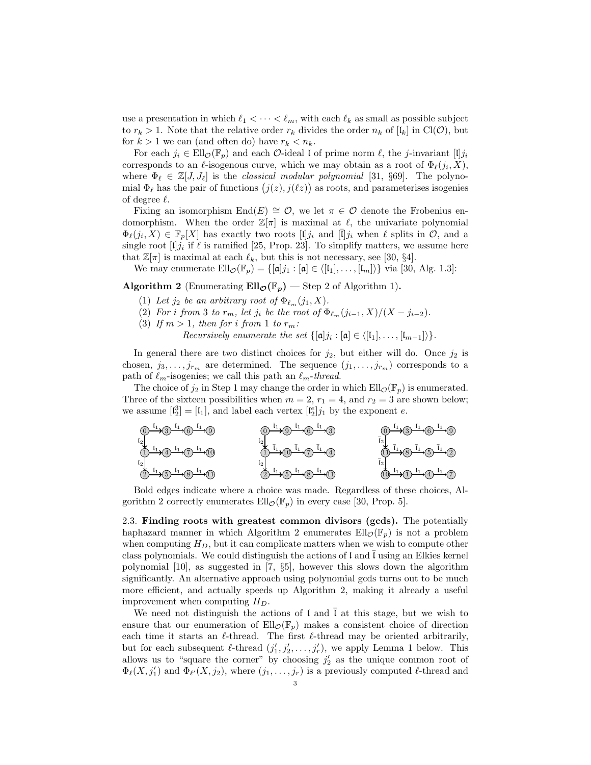use a presentation in which $\ell_1 < \cdots < \ell_m$, with each $\ell_k$ as small as possible subject to $r_k > 1$. Note that the relative order $r_k$ divides the order $n_k$ of $[\mathfrak{l}_k]$ in $\mathrm{Cl}(\mathcal{O})$, but for $k > 1$ we can (and often do) have $r_k < n_k$.

For each $j_i \in \mathrm{Ell}_{\mathcal{O}}(\mathbb{F}_p)$ and each $\mathcal{O}$-ideal $\mathfrak{l}$ of prime norm $\ell$, the $j$-invariant $[\mathfrak{l}]j_i$ corresponds to an $\ell$-isogenous curve, which we may obtain as a root of $\Phi_\ell(j_i, X)$, where $\Phi_\ell \in \mathbb{Z}[J, J_\ell]$ is the *classical modular polynomial* [31, §69]. The polynomial $\Phi_\ell$ has the pair of functions $\big(j(z), j(\ell z)\big)$ as roots, and parameterises isogenies of degree $\ell$.

Fixing an isomorphism $\mathrm{End}(E) \cong \mathcal{O}$, we let $\pi \in \mathcal{O}$ denote the Frobenius endomorphism. When the order $\mathbb{Z}[\pi]$ is maximal at $\ell$, the univariate polynomial $\Phi_\ell(j_i, X) \in \mathbb{F}_p[X]$ has exactly two roots $[\mathfrak{l}]j_i$ and $[\bar{\mathfrak{l}}]j_i$ when $\ell$ splits in $\mathcal{O}$, and a single root $[\mathfrak{l}]j_i$ if $\ell$ is ramified [25, Prop. 23]. To simplify matters, we assume here that $\mathbb{Z}[\pi]$ is maximal at each $\ell_k$, but this is not necessary, see [30, §4].

We may enumerate $\mathrm{Ell}_{\mathcal{O}}(\mathbb{F}_p) = \{[\mathfrak{a}]j_1 : [\mathfrak{a}] \in \langle[\mathfrak{l}_1], \ldots, [\mathfrak{l}_m]\rangle\}$ via [30, Alg. 1.3]:

**Algorithm 2** (**Enumerating $\mathrm{Ell}_{\mathcal{O}}(\mathbb{F}_p)$** — Step 2 of Algorithm 1)**.**

1. *Let $j_2$ be an arbitrary root of $\Phi_{\ell_m}(j_1, X)$.*
2. *For $i$ from 3 to $r_m$, let $j_i$ be the root of $\Phi_{\ell_m}(j_{i-1}, X)/(X - j_{i-2})$.*
3. *If $m > 1$, then for $i$ from 1 to $r_m$:*
   *Recursively enumerate the set $\{[\mathfrak{a}]j_i : [\mathfrak{a}] \in \langle[\mathfrak{l}_1], \ldots, [\mathfrak{l}_{m-1}]\rangle\}$.*

In general there are two distinct choices for $j_2$, but either will do. Once $j_2$ is chosen, $j_3, \ldots, j_{r_m}$ are determined. The sequence $(j_1, \ldots, j_{r_m})$ corresponds to a path of $\ell_m$-isogenies; we call this path an $\ell_m$-*thread*.

The choice of $j_2$ in Step 1 may change the order in which $\mathrm{Ell}_{\mathcal{O}}(\mathbb{F}_p)$ is enumerated. Three of the sixteen possibilities when $m = 2$, $r_1 = 4$, and $r_2 = 3$ are shown below; we assume $[\mathfrak{l}_2^3] = [\mathfrak{l}_1]$, and label each vertex $[\mathfrak{l}_2^e]j_1$ by the exponent $e$.

Bold edges indicate where a choice was made. Regardless of these choices, Algorithm 2 correctly enumerates $\mathrm{Ell}_{\mathcal{O}}(\mathbb{F}_p)$ in every case [30, Prop. 5].

## 2.3. Finding roots with greatest common divisors (gcds).

The potentially haphazard manner in which Algorithm 2 enumerates $\mathrm{Ell}_{\mathcal{O}}(\mathbb{F}_p)$ is not a problem when computing $H_D$, but it can complicate matters when we wish to compute other class polynomials. We could distinguish the actions of $\mathfrak{l}$ and $\bar{\mathfrak{l}}$ using an Elkies kernel polynomial [10], as suggested in [7, §5], however this slows down the algorithm significantly. An alternative approach using polynomial gcds turns out to be much more efficient, and actually speeds up Algorithm 2, making it already a useful improvement when computing $H_D$.

We need not distinguish the actions of $\mathfrak{l}$ and $\bar{\mathfrak{l}}$ at this stage, but we wish to ensure that our enumeration of $\mathrm{Ell}_{\mathcal{O}}(\mathbb{F}_p)$ makes a consistent choice of direction each time it starts an $\ell$-thread. The first $\ell$-thread may be oriented arbitrarily, but for each subsequent $\ell$-thread $(j_1', j_2', \ldots, j_r')$, we apply Lemma 1 below. This allows us to "square the corner" by choosing $j_2'$ as the unique common root of $\Phi_\ell(X, j_1')$ and $\Phi_{\ell'}(X, j_2)$, where $(j_1, \ldots, j_r)$ is a previously computed $\ell$-thread and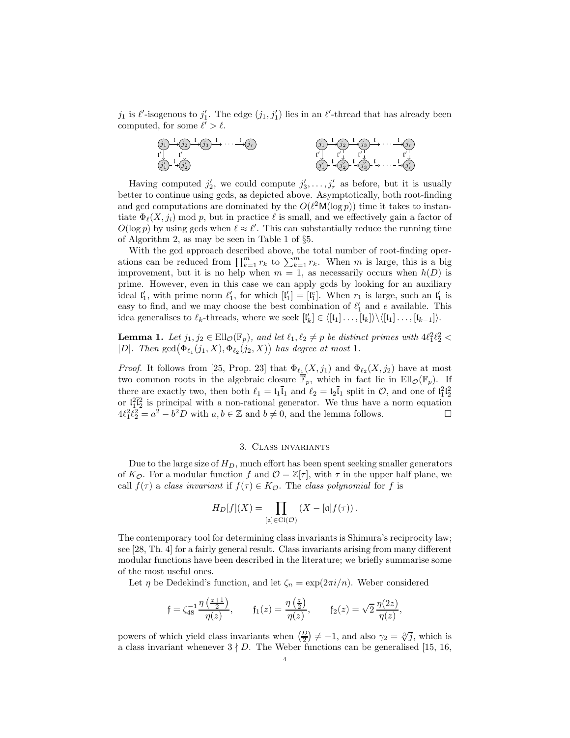$j_1$ is $\ell'$-isogenous to $j_1'$. The edge $(j_1, j_1')$ lies in an $\ell'$-thread that has already been computed, for some $\ell' > \ell$.

Having computed $j_2'$, we could compute $j_3', \ldots, j_r'$ as before, but it is usually better to continue using gcds, as depicted above. Asymptotically, both root-finding and gcd computations are dominated by the $O(\ell^2 \mathsf{M}(\log p))$ time it takes to instantiate $\Phi_\ell(X, j_i) \bmod p$, but in practice $\ell$ is small, and we effectively gain a factor of $O(\log p)$ by using gcds when $\ell \approx \ell'$. This can substantially reduce the running time of Algorithm 2, as may be seen in Table 1 of §5.

With the gcd approach described above, the total number of root-finding operations can be reduced from $\prod_{k=1}^m r_k$ to $\sum_{k=1}^m r_k$. When $m$ is large, this is a big improvement, but it is no help when $m = 1$, as necessarily occurs when $h(D)$ is prime. However, even in this case we can apply gcds by looking for an auxiliary ideal $\mathfrak{l}_1'$, with prime norm $\ell_1'$, for which $[\mathfrak{l}_1'] = [\mathfrak{l}_1^e]$. When $r_1$ is large, such an $\mathfrak{l}_1'$ is easy to find, and we may choose the best combination of $\ell_1'$ and $e$ available. This idea generalises to $\ell_k$-threads, where we seek $[\mathfrak{l}_k'] \in \langle [\mathfrak{l}_1] \ldots, [\mathfrak{l}_k] \rangle \backslash \langle [\mathfrak{l}_1] \ldots, [\mathfrak{l}_{k-1}] \rangle$.

**Lemma 1.** *Let $j_1, j_2 \in \mathrm{Ell}_\mathcal{O}(\mathbb{F}_p)$, and let $\ell_1, \ell_2 \neq p$ be distinct primes with $4\ell_1^2\ell_2^2 < |D|$. Then $\gcd\big(\Phi_{\ell_1}(j_1, X), \Phi_{\ell_2}(j_2, X)\big)$ has degree at most 1.*

*Proof.* It follows from [25, Prop. 23] that $\Phi_{\ell_1}(X, j_1)$ and $\Phi_{\ell_2}(X, j_2)$ have at most two common roots in the algebraic closure $\overline{\mathbb{F}}_p$, which in fact lie in $\mathrm{Ell}_\mathcal{O}(\mathbb{F}_p)$. If there are exactly two, then both $\ell_1 = \mathfrak{l}_1\bar{\mathfrak{l}}_1$ and $\ell_2 = \mathfrak{l}_2\bar{\mathfrak{l}}_1$ split in $\mathcal{O}$, and one of $\mathfrak{l}_1^2\mathfrak{l}_2^2$ or $\mathfrak{l}_1^2\bar{\mathfrak{l}}_2^2$ is principal with a non-rational generator. We thus have a norm equation $4\ell_1^2\ell_2^2 = a^2 - b^2 D$ with $a, b \in \mathbb{Z}$ and $b \neq 0$, and the lemma follows. $\square$

## 3. Class invariants

Due to the large size of $H_D$, much effort has been spent seeking smaller generators of $K_\mathcal{O}$. For a modular function $f$ and $\mathcal{O} = \mathbb{Z}[\tau]$, with $\tau$ in the upper half plane, we call $f(\tau)$ a *class invariant* if $f(\tau) \in K_\mathcal{O}$. The *class polynomial* for $f$ is

$$H_D[f](X) = \prod_{[\mathfrak{a}] \in \mathrm{Cl}(\mathcal{O})} (X - [\mathfrak{a}]f(\tau)).$$

The contemporary tool for determining class invariants is Shimura's reciprocity law; see [28, Th. 4] for a fairly general result. Class invariants arising from many different modular functions have been described in the literature; we briefly summarise some of the most useful ones.

Let $\eta$ be Dedekind's function, and let $\zeta_n = \exp(2\pi i/n)$. Weber considered

$$\mathfrak{f} = \zeta_{48}^{-1} \frac{\eta\left(\frac{z+1}{2}\right)}{\eta(z)}, \qquad \mathfrak{f}_1(z) = \frac{\eta\left(\frac{z}{2}\right)}{\eta(z)}, \qquad \mathfrak{f}_2(z) = \sqrt{2}\,\frac{\eta(2z)}{\eta(z)},$$

powers of which yield class invariants when $\left(\frac{D}{2}\right) \neq -1$, and also $\gamma_2 = \sqrt[3]{j}$, which is a class invariant whenever $3 \nmid D$. The Weber functions can be generalised [15, 16,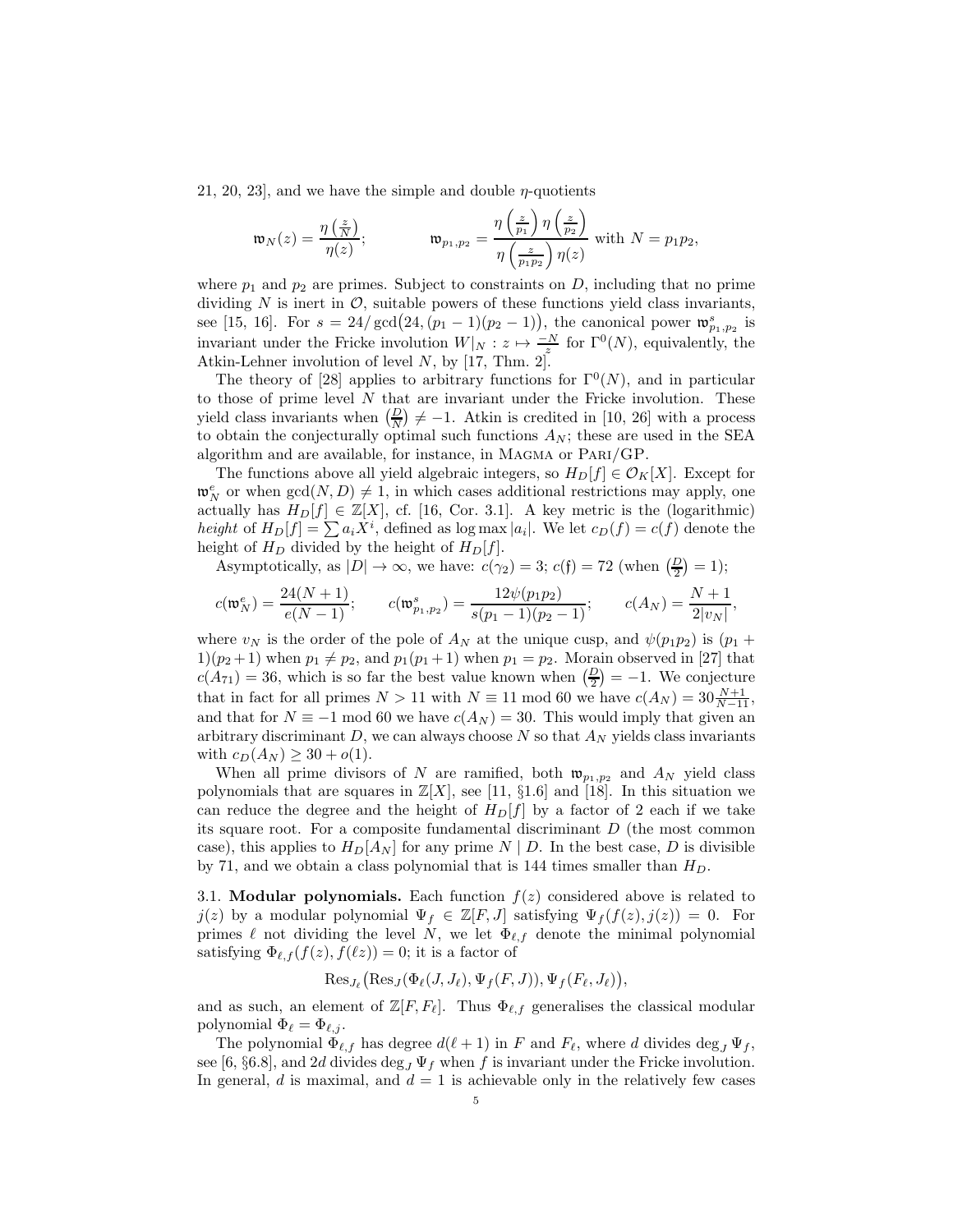21, 20, 23], and we have the simple and double $\eta$-quotients

$$\mathfrak{w}_N(z) = \frac{\eta\left(\frac{z}{N}\right)}{\eta(z)}; \qquad \mathfrak{w}_{p_1,p_2} = \frac{\eta\left(\frac{z}{p_1}\right)\eta\left(\frac{z}{p_2}\right)}{\eta\left(\frac{z}{p_1 p_2}\right)\eta(z)} \text{ with } N = p_1 p_2,$$

where $p_1$ and $p_2$ are primes. Subject to constraints on $D$, including that no prime dividing $N$ is inert in $\mathcal{O}$, suitable powers of these functions yield class invariants, see [15, 16]. For $s = 24/\gcd\big(24, (p_1-1)(p_2-1)\big)$, the canonical power $\mathfrak{w}^s_{p_1,p_2}$ is invariant under the Fricke involution $W|_N : z \mapsto \frac{-N}{z}$ for $\Gamma^0(N)$, equivalently, the Atkin-Lehner involution of level $N$, by [17, Thm. 2].

The theory of [28] applies to arbitrary functions for $\Gamma^0(N)$, and in particular to those of prime level $N$ that are invariant under the Fricke involution. These yield class invariants when $\left(\frac{D}{N}\right) \neq -1$. Atkin is credited in [10, 26] with a process to obtain the conjecturally optimal such functions $A_N$; these are used in the SEA algorithm and are available, for instance, in Magma or Pari/GP.

The functions above all yield algebraic integers, so $H_D[f] \in \mathcal{O}_K[X]$. Except for $\mathfrak{w}^e_N$ or when $\gcd(N, D) \neq 1$, in which cases additional restrictions may apply, one actually has $H_D[f] \in \mathbb{Z}[X]$, cf. [16, Cor. 3.1]. A key metric is the (logarithmic) *height* of $H_D[f] = \sum a_i X^i$, defined as $\log \max |a_i|$. We let $c_D(f) = c(f)$ denote the height of $H_D$ divided by the height of $H_D[f]$.

Asymptotically, as $|D| \to \infty$, we have: $c(\gamma_2) = 3$; $c(\mathfrak{f}) = 72$ (when $\left(\frac{D}{2}\right) = 1$);

$$c(\mathfrak{w}^e_N) = \frac{24(N+1)}{e(N-1)}; \qquad c(\mathfrak{w}^s_{p_1,p_2}) = \frac{12\psi(p_1p_2)}{s(p_1-1)(p_2-1)}; \qquad c(A_N) = \frac{N+1}{2|v_N|},$$

where $v_N$ is the order of the pole of $A_N$ at the unique cusp, and $\psi(p_1p_2)$ is $(p_1+1)(p_2+1)$ when $p_1 \neq p_2$, and $p_1(p_1+1)$ when $p_1 = p_2$. Morain observed in [27] that $c(A_{71}) = 36$, which is so far the best value known when $\left(\frac{D}{2}\right) = -1$. We conjecture that in fact for all primes $N > 11$ with $N \equiv 11 \bmod 60$ we have $c(A_N) = 30\frac{N+1}{N-11}$, and that for $N \equiv -1 \bmod 60$ we have $c(A_N) = 30$. This would imply that given an arbitrary discriminant $D$, we can always choose $N$ so that $A_N$ yields class invariants with $c_D(A_N) \geq 30 + o(1)$.

When all prime divisors of $N$ are ramified, both $\mathfrak{w}_{p_1,p_2}$ and $A_N$ yield class polynomials that are squares in $\mathbb{Z}[X]$, see [11, §1.6] and [18]. In this situation we can reduce the degree and the height of $H_D[f]$ by a factor of 2 each if we take its square root. For a composite fundamental discriminant $D$ (the most common case), this applies to $H_D[A_N]$ for any prime $N \mid D$. In the best case, $D$ is divisible by 71, and we obtain a class polynomial that is 144 times smaller than $H_D$.

**3.1. Modular polynomials.** Each function $f(z)$ considered above is related to $j(z)$ by a modular polynomial $\Psi_f \in \mathbb{Z}[F, J]$ satisfying $\Psi_f(f(z), j(z)) = 0$. For primes $\ell$ not dividing the level $N$, we let $\Phi_{\ell,f}$ denote the minimal polynomial satisfying $\Phi_{\ell,f}(f(z), f(\ell z)) = 0$; it is a factor of

$$\operatorname{Res}_{J_\ell}\big(\operatorname{Res}_J(\Phi_\ell(J, J_\ell), \Psi_f(F, J)), \Psi_f(F_\ell, J_\ell)\big),$$

and as such, an element of $\mathbb{Z}[F, F_\ell]$. Thus $\Phi_{\ell,f}$ generalises the classical modular polynomial $\Phi_\ell = \Phi_{\ell,j}$.

The polynomial $\Phi_{\ell,f}$ has degree $d(\ell+1)$ in $F$ and $F_\ell$, where $d$ divides $\deg_J \Psi_f$, see [6, §6.8], and $2d$ divides $\deg_J \Psi_f$ when $f$ is invariant under the Fricke involution. In general, $d$ is maximal, and $d = 1$ is achievable only in the relatively few cases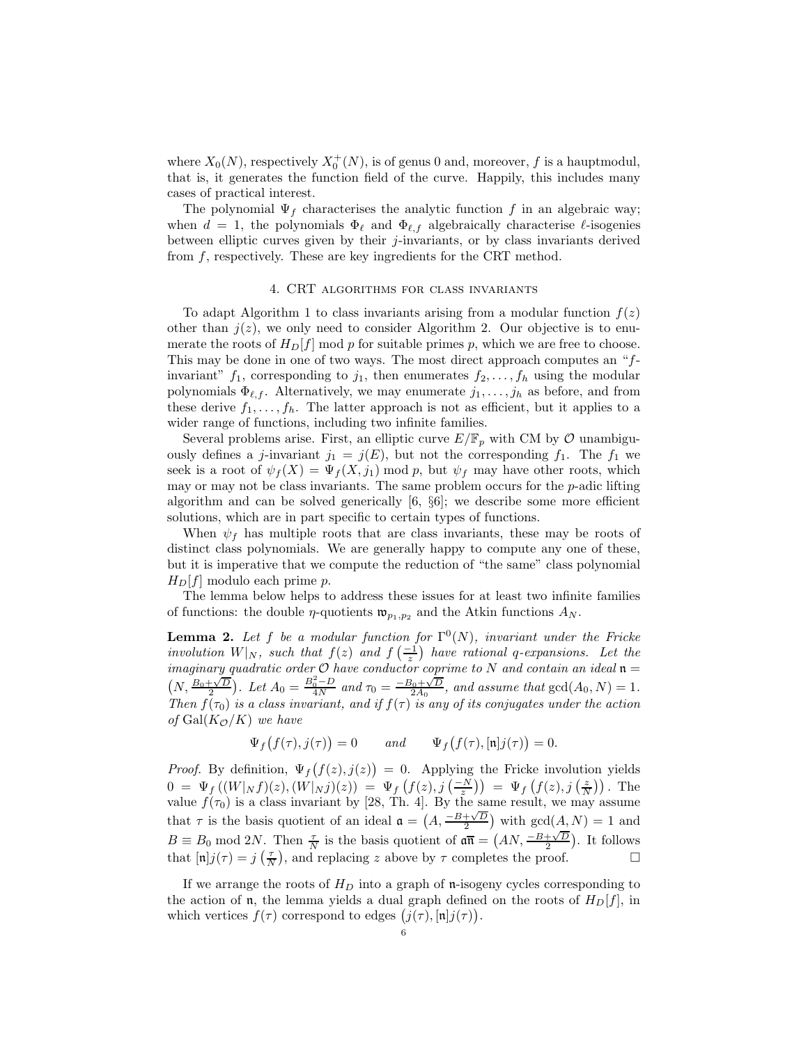where $X_0(N)$, respectively $X_0^+(N)$, is of genus 0 and, moreover, $f$ is a hauptmodul, that is, it generates the function field of the curve. Happily, this includes many cases of practical interest.

The polynomial $\Psi_f$ characterises the analytic function $f$ in an algebraic way; when $d = 1$, the polynomials $\Phi_\ell$ and $\Phi_{\ell,f}$ algebraically characterise $\ell$-isogenies between elliptic curves given by their $j$-invariants, or by class invariants derived from $f$, respectively. These are key ingredients for the CRT method.

## 4. CRT algorithms for class invariants

To adapt Algorithm 1 to class invariants arising from a modular function $f(z)$ other than $j(z)$, we only need to consider Algorithm 2. Our objective is to enumerate the roots of $H_D[f] \bmod p$ for suitable primes $p$, which we are free to choose. This may be done in one of two ways. The most direct approach computes an "$f$-invariant" $f_1$, corresponding to $j_1$, then enumerates $f_2, \ldots, f_h$ using the modular polynomials $\Phi_{\ell,f}$. Alternatively, we may enumerate $j_1, \ldots, j_h$ as before, and from these derive $f_1, \ldots, f_h$. The latter approach is not as efficient, but it applies to a wider range of functions, including two infinite families.

Several problems arise. First, an elliptic curve $E/\mathbb{F}_p$ with CM by $\mathcal{O}$ unambiguously defines a $j$-invariant $j_1 = j(E)$, but not the corresponding $f_1$. The $f_1$ we seek is a root of $\psi_f(X) = \Psi_f(X, j_1) \bmod p$, but $\psi_f$ may have other roots, which may or may not be class invariants. The same problem occurs for the $p$-adic lifting algorithm and can be solved generically [6, §6]; we describe some more efficient solutions, which are in part specific to certain types of functions.

When $\psi_f$ has multiple roots that are class invariants, these may be roots of distinct class polynomials. We are generally happy to compute any one of these, but it is imperative that we compute the reduction of "the same" class polynomial $H_D[f]$ modulo each prime $p$.

The lemma below helps to address these issues for at least two infinite families of functions: the double $\eta$-quotients $\mathfrak{w}_{p_1,p_2}$ and the Atkin functions $A_N$.

**Lemma 2.** *Let $f$ be a modular function for $\Gamma^0(N)$, invariant under the Fricke involution $W|_N$, such that $f(z)$ and $f\left(\frac{-1}{z}\right)$ have rational $q$-expansions. Let the imaginary quadratic order $\mathcal{O}$ have conductor coprime to $N$ and contain an ideal $\mathfrak{n} = \left(N, \frac{B_0+\sqrt{D}}{2}\right)$. Let $A_0 = \frac{B_0^2-D}{4N}$ and $\tau_0 = \frac{-B_0+\sqrt{D}}{2A_0}$, and assume that $\gcd(A_0, N) = 1$. Then $f(\tau_0)$ is a class invariant, and if $f(\tau)$ is any of its conjugates under the action of $\mathrm{Gal}(K_\mathcal{O}/K)$ we have*

$$\Psi_f\big(f(\tau), j(\tau)\big) = 0 \qquad \text{and} \qquad \Psi_f\big(f(\tau), [\mathfrak{n}]j(\tau)\big) = 0.$$

*Proof.* By definition, $\Psi_f\big(f(z), j(z)\big) = 0$. Applying the Fricke involution yields $0 = \Psi_f\left((W|_N f)(z), (W|_N j)(z)\right) = \Psi_f\left(f(z), j\left(\frac{-N}{z}\right)\right) = \Psi_f\left(f(z), j\left(\frac{z}{N}\right)\right)$. The value $f(\tau_0)$ is a class invariant by [28, Th. 4]. By the same result, we may assume that $\tau$ is the basis quotient of an ideal $\mathfrak{a} = \left(A, \frac{-B+\sqrt{D}}{2}\right)$ with $\gcd(A, N) = 1$ and $B \equiv B_0 \bmod 2N$. Then $\frac{\tau}{N}$ is the basis quotient of $\mathfrak{a}\overline{\mathfrak{n}} = \left(AN, \frac{-B+\sqrt{D}}{2}\right)$. It follows that $[\mathfrak{n}]j(\tau) = j\left(\frac{\tau}{N}\right)$, and replacing $z$ above by $\tau$ completes the proof. $\square$

If we arrange the roots of $H_D$ into a graph of $\mathfrak{n}$-isogeny cycles corresponding to the action of $\mathfrak{n}$, the lemma yields a dual graph defined on the roots of $H_D[f]$, in which vertices $f(\tau)$ correspond to edges $\big(j(\tau), [\mathfrak{n}]j(\tau)\big)$.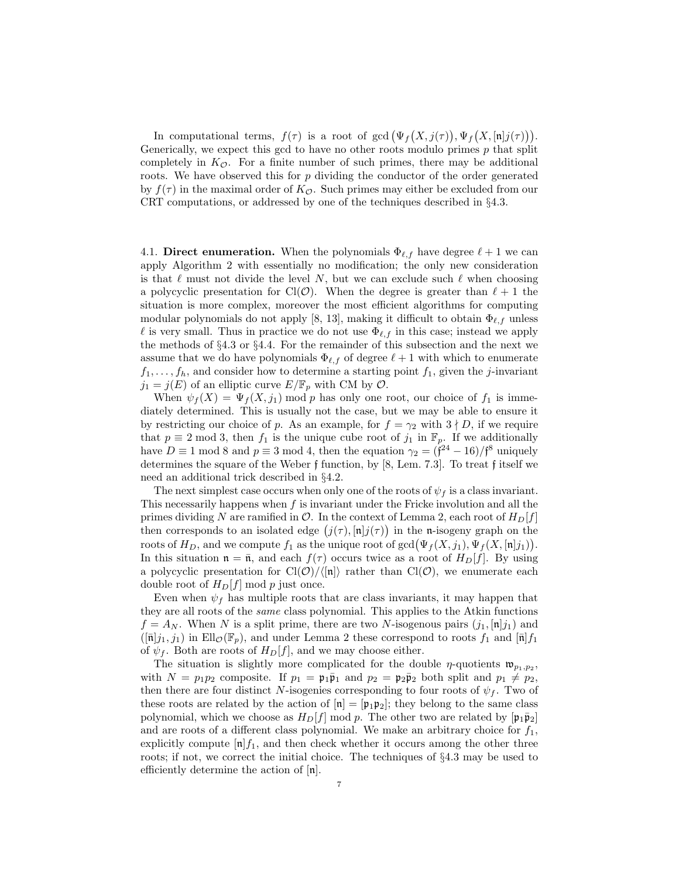In computational terms, $f(\tau)$ is a root of $\gcd\big(\Psi_f\big(X, j(\tau)\big), \Psi_f\big(X, [\mathfrak{n}]j(\tau)\big)\big)$. Generically, we expect this gcd to have no other roots modulo primes $p$ that split completely in $K_{\mathcal{O}}$. For a finite number of such primes, there may be additional roots. We have observed this for $p$ dividing the conductor of the order generated by $f(\tau)$ in the maximal order of $K_{\mathcal{O}}$. Such primes may either be excluded from our CRT computations, or addressed by one of the techniques described in §4.3.

4.1. **Direct enumeration.** When the polynomials $\Phi_{\ell,f}$ have degree $\ell+1$ we can apply Algorithm 2 with essentially no modification; the only new consideration is that $\ell$ must not divide the level $N$, but we can exclude such $\ell$ when choosing a polycyclic presentation for $\mathrm{Cl}(\mathcal{O})$. When the degree is greater than $\ell+1$ the situation is more complex, moreover the most efficient algorithms for computing modular polynomials do not apply [8, 13], making it difficult to obtain $\Phi_{\ell,f}$ unless $\ell$ is very small. Thus in practice we do not use $\Phi_{\ell,f}$ in this case; instead we apply the methods of §4.3 or §4.4. For the remainder of this subsection and the next we assume that we do have polynomials $\Phi_{\ell,f}$ of degree $\ell+1$ with which to enumerate $f_1, \ldots, f_h$, and consider how to determine a starting point $f_1$, given the $j$-invariant $j_1 = j(E)$ of an elliptic curve $E/\mathbb{F}_p$ with CM by $\mathcal{O}$.

When $\psi_f(X) = \Psi_f(X, j_1) \bmod p$ has only one root, our choice of $f_1$ is immediately determined. This is usually not the case, but we may be able to ensure it by restricting our choice of $p$. As an example, for $f = \gamma_2$ with $3 \nmid D$, if we require that $p \equiv 2 \bmod 3$, then $f_1$ is the unique cube root of $j_1$ in $\mathbb{F}_p$. If we additionally have $D \equiv 1 \bmod 8$ and $p \equiv 3 \bmod 4$, then the equation $\gamma_2 = (\mathfrak{f}^{24} - 16)/\mathfrak{f}^8$ uniquely determines the square of the Weber $\mathfrak{f}$ function, by [8, Lem. 7.3]. To treat $\mathfrak{f}$ itself we need an additional trick described in §4.2.

The next simplest case occurs when only one of the roots of $\psi_f$ is a class invariant. This necessarily happens when $f$ is invariant under the Fricke involution and all the primes dividing $N$ are ramified in $\mathcal{O}$. In the context of Lemma 2, each root of $H_D[f]$ then corresponds to an isolated edge $\big(j(\tau), [\mathfrak{n}]j(\tau)\big)$ in the $\mathfrak{n}$-isogeny graph on the roots of $H_D$, and we compute $f_1$ as the unique root of $\gcd\big(\Psi_f(X, j_1), \Psi_f(X, [\mathfrak{n}]j_1)\big)$. In this situation $\mathfrak{n} = \bar{\mathfrak{n}}$, and each $f(\tau)$ occurs twice as a root of $H_D[f]$. By using a polycyclic presentation for $\mathrm{Cl}(\mathcal{O})/\langle[\mathfrak{n}]\rangle$ rather than $\mathrm{Cl}(\mathcal{O})$, we enumerate each double root of $H_D[f] \bmod p$ just once.

Even when $\psi_f$ has multiple roots that are class invariants, it may happen that they are all roots of the *same* class polynomial. This applies to the Atkin functions $f = A_N$. When $N$ is a split prime, there are two $N$-isogenous pairs $(j_1, [\mathfrak{n}]j_1)$ and $([\bar{\mathfrak{n}}]j_1, j_1)$ in $\mathrm{Ell}_{\mathcal{O}}(\mathbb{F}_p)$, and under Lemma 2 these correspond to roots $f_1$ and $[\bar{\mathfrak{n}}]f_1$ of $\psi_f$. Both are roots of $H_D[f]$, and we may choose either.

The situation is slightly more complicated for the double $\eta$-quotients $\mathfrak{w}_{p_1,p_2}$, with $N = p_1p_2$ composite. If $p_1 = \mathfrak{p}_1\bar{\mathfrak{p}}_1$ and $p_2 = \mathfrak{p}_2\bar{\mathfrak{p}}_2$ both split and $p_1 \neq p_2$, then there are four distinct $N$-isogenies corresponding to four roots of $\psi_f$. Two of these roots are related by the action of $[\mathfrak{n}] = [\mathfrak{p}_1\mathfrak{p}_2]$; they belong to the same class polynomial, which we choose as $H_D[f] \bmod p$. The other two are related by $[\mathfrak{p}_1\bar{\mathfrak{p}}_2]$ and are roots of a different class polynomial. We make an arbitrary choice for $f_1$, explicitly compute $[\mathfrak{n}]f_1$, and then check whether it occurs among the other three roots; if not, we correct the initial choice. The techniques of §4.3 may be used to efficiently determine the action of $[\mathfrak{n}]$.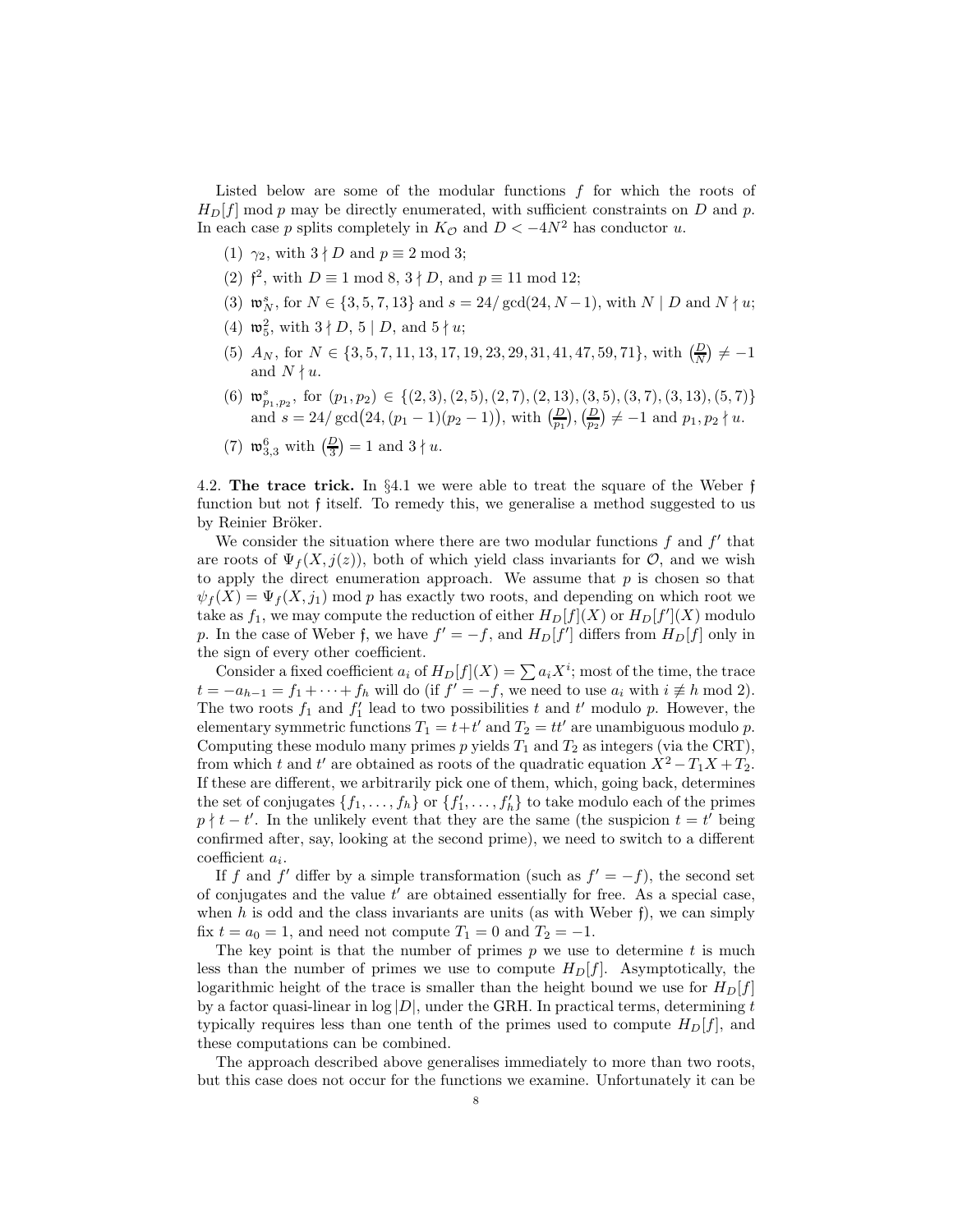Listed below are some of the modular functions $f$ for which the roots of $H_D[f] \bmod p$ may be directly enumerated, with sufficient constraints on $D$ and $p$. In each case $p$ splits completely in $K_{\mathcal{O}}$ and $D < -4N^2$ has conductor $u$.

1. $\gamma_2$, with $3 \nmid D$ and $p \equiv 2 \bmod 3$;
2. $\mathfrak{f}^2$, with $D \equiv 1 \bmod 8$, $3 \nmid D$, and $p \equiv 11 \bmod 12$;
3. $\mathfrak{w}_N^s$, for $N \in \{3, 5, 7, 13\}$ and $s = 24/\gcd(24, N-1)$, with $N \mid D$ and $N \nmid u$;
4. $\mathfrak{w}_5^2$, with $3 \nmid D$, $5 \mid D$, and $5 \nmid u$;
5. $A_N$, for $N \in \{3, 5, 7, 11, 13, 17, 19, 23, 29, 31, 41, 47, 59, 71\}$, with $\left(\frac{D}{N}\right) \neq -1$ and $N \nmid u$.
6. $\mathfrak{w}_{p_1,p_2}^s$, for $(p_1, p_2) \in \{(2,3), (2,5), (2,7), (2,13), (3,5), (3,7), (3,13), (5,7)\}$ and $s = 24/\gcd\big(24, (p_1-1)(p_2-1)\big)$, with $\left(\frac{D}{p_1}\right), \left(\frac{D}{p_2}\right) \neq -1$ and $p_1, p_2 \nmid u$.
7. $\mathfrak{w}_{3,3}^6$ with $\left(\frac{D}{3}\right) = 1$ and $3 \nmid u$.

4.2. **The trace trick.** In §4.1 we were able to treat the square of the Weber $\mathfrak{f}$ function but not $\mathfrak{f}$ itself. To remedy this, we generalise a method suggested to us by Reinier Bröker.

We consider the situation where there are two modular functions $f$ and $f'$ that are roots of $\Psi_f(X, j(z))$, both of which yield class invariants for $\mathcal{O}$, and we wish to apply the direct enumeration approach. We assume that $p$ is chosen so that $\psi_f(X) = \Psi_f(X, j_1) \bmod p$ has exactly two roots, and depending on which root we take as $f_1$, we may compute the reduction of either $H_D[f](X)$ or $H_D[f'](X)$ modulo $p$. In the case of Weber $\mathfrak{f}$, we have $f' = -f$, and $H_D[f']$ differs from $H_D[f]$ only in the sign of every other coefficient.

Consider a fixed coefficient $a_i$ of $H_D[f](X) = \sum a_i X^i$; most of the time, the trace $t = -a_{h-1} = f_1 + \cdots + f_h$ will do (if $f' = -f$, we need to use $a_i$ with $i \not\equiv h \bmod 2$). The two roots $f_1$ and $f_1'$ lead to two possibilities $t$ and $t'$ modulo $p$. However, the elementary symmetric functions $T_1 = t + t'$ and $T_2 = tt'$ are unambiguous modulo $p$. Computing these modulo many primes $p$ yields $T_1$ and $T_2$ as integers (via the CRT), from which $t$ and $t'$ are obtained as roots of the quadratic equation $X^2 - T_1X + T_2$. If these are different, we arbitrarily pick one of them, which, going back, determines the set of conjugates $\{f_1, \ldots, f_h\}$ or $\{f_1', \ldots, f_h'\}$ to take modulo each of the primes $p \nmid t - t'$. In the unlikely event that they are the same (the suspicion $t = t'$ being confirmed after, say, looking at the second prime), we need to switch to a different coefficient $a_i$.

If $f$ and $f'$ differ by a simple transformation (such as $f' = -f$), the second set of conjugates and the value $t'$ are obtained essentially for free. As a special case, when $h$ is odd and the class invariants are units (as with Weber $\mathfrak{f}$), we can simply fix $t = a_0 = 1$, and need not compute $T_1 = 0$ and $T_2 = -1$.

The key point is that the number of primes $p$ we use to determine $t$ is much less than the number of primes we use to compute $H_D[f]$. Asymptotically, the logarithmic height of the trace is smaller than the height bound we use for $H_D[f]$ by a factor quasi-linear in $\log |D|$, under the GRH. In practical terms, determining $t$ typically requires less than one tenth of the primes used to compute $H_D[f]$, and these computations can be combined.

The approach described above generalises immediately to more than two roots, but this case does not occur for the functions we examine. Unfortunately it can be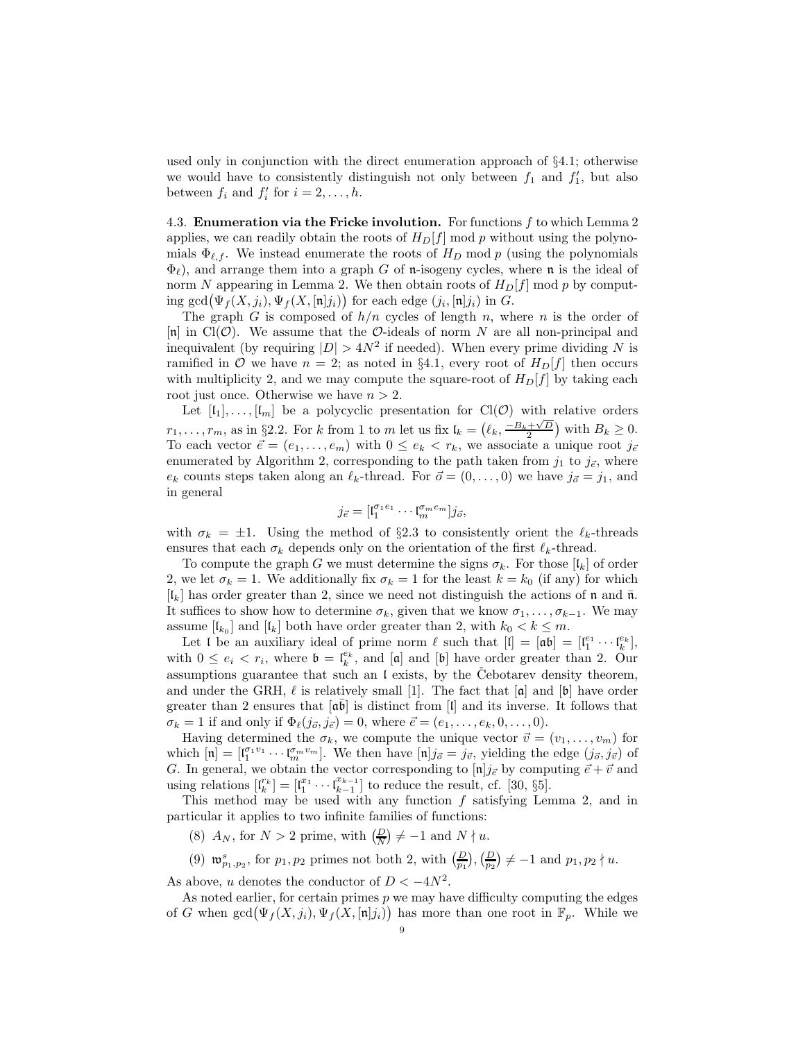used only in conjunction with the direct enumeration approach of §4.1; otherwise we would have to consistently distinguish not only between $f_1$ and $f_1'$, but also between $f_i$ and $f_i'$ for $i = 2, \ldots, h$.

4.3. **Enumeration via the Fricke involution.** For functions $f$ to which Lemma 2 applies, we can readily obtain the roots of $H_D[f] \bmod p$ without using the polynomials $\Phi_{\ell,f}$. We instead enumerate the roots of $H_D \bmod p$ (using the polynomials $\Phi_\ell$), and arrange them into a graph $G$ of $\mathfrak{n}$-isogeny cycles, where $\mathfrak{n}$ is the ideal of norm $N$ appearing in Lemma 2. We then obtain roots of $H_D[f] \bmod p$ by computing $\gcd\bigl(\Psi_f(X, j_i), \Psi_f(X, [\mathfrak{n}]j_i)\bigr)$ for each edge $(j_i, [\mathfrak{n}]j_i)$ in $G$.

The graph $G$ is composed of $h/n$ cycles of length $n$, where $n$ is the order of $[\mathfrak{n}]$ in $\mathrm{Cl}(\mathcal{O})$. We assume that the $\mathcal{O}$-ideals of norm $N$ are all non-principal and inequivalent (by requiring $|D| > 4N^2$ if needed). When every prime dividing $N$ is ramified in $\mathcal{O}$ we have $n = 2$; as noted in §4.1, every root of $H_D[f]$ then occurs with multiplicity 2, and we may compute the square-root of $H_D[f]$ by taking each root just once. Otherwise we have $n > 2$.

Let $[\mathfrak{l}_1], \ldots, [\mathfrak{l}_m]$ be a polycyclic presentation for $\mathrm{Cl}(\mathcal{O})$ with relative orders $r_1, \ldots, r_m$, as in §2.2. For $k$ from 1 to $m$ let us fix $\mathfrak{l}_k = \bigl(\ell_k, \frac{-B_k+\sqrt{D}}{2}\bigr)$ with $B_k \geq 0$. To each vector $\vec{e} = (e_1, \ldots, e_m)$ with $0 \leq e_k < r_k$, we associate a unique root $j_{\vec{e}}$ enumerated by Algorithm 2, corresponding to the path taken from $j_1$ to $j_{\vec{e}}$, where $e_k$ counts steps taken along an $\ell_k$-thread. For $\vec{o} = (0, \ldots, 0)$ we have $j_{\vec{o}} = j_1$, and in general

$$j_{\vec{e}} = [\mathfrak{l}_1^{\sigma_1 e_1} \cdots \mathfrak{l}_m^{\sigma_m e_m}] j_{\vec{o}},$$

with $\sigma_k = \pm 1$. Using the method of §2.3 to consistently orient the $\ell_k$-threads ensures that each $\sigma_k$ depends only on the orientation of the first $\ell_k$-thread.

To compute the graph $G$ we must determine the signs $\sigma_k$. For those $[\mathfrak{l}_k]$ of order 2, we let $\sigma_k = 1$. We additionally fix $\sigma_k = 1$ for the least $k = k_0$ (if any) for which $[\mathfrak{l}_k]$ has order greater than 2, since we need not distinguish the actions of $\mathfrak{n}$ and $\bar{\mathfrak{n}}$. It suffices to show how to determine $\sigma_k$, given that we know $\sigma_1, \ldots, \sigma_{k-1}$. We may assume $[\mathfrak{l}_{k_0}]$ and $[\mathfrak{l}_k]$ both have order greater than 2, with $k_0 < k \leq m$.

Let $\mathfrak{l}$ be an auxiliary ideal of prime norm $\ell$ such that $[\mathfrak{l}] = [\mathfrak{a}\mathfrak{b}] = [\mathfrak{l}_1^{e_1} \cdots \mathfrak{l}_k^{e_k}]$, with $0 \leq e_i < r_i$, where $\mathfrak{b} = \mathfrak{l}_k^{e_k}$, and $[\mathfrak{a}]$ and $[\mathfrak{b}]$ have order greater than 2. Our assumptions guarantee that such an $\mathfrak{l}$ exists, by the Čebotarev density theorem, and under the GRH, $\ell$ is relatively small [1]. The fact that $[\mathfrak{a}]$ and $[\mathfrak{b}]$ have order greater than 2 ensures that $[\mathfrak{a}\bar{\mathfrak{b}}]$ is distinct from $[\mathfrak{l}]$ and its inverse. It follows that $\sigma_k = 1$ if and only if $\Phi_\ell(j_{\vec{o}}, j_{\vec{e}}) = 0$, where $\vec{e} = (e_1, \ldots, e_k, 0, \ldots, 0)$.

Having determined the $\sigma_k$, we compute the unique vector $\vec{v} = (v_1, \ldots, v_m)$ for which $[\mathfrak{n}] = [\mathfrak{l}_1^{\sigma_1 v_1} \cdots \mathfrak{l}_m^{\sigma_m v_m}]$. We then have $[\mathfrak{n}]j_{\vec{o}} = j_{\vec{v}}$, yielding the edge $(j_{\vec{o}}, j_{\vec{v}})$ of $G$. In general, we obtain the vector corresponding to $[\mathfrak{n}]j_{\vec{e}}$ by computing $\vec{e} + \vec{v}$ and using relations $[\mathfrak{l}_k^{r_k}] = [\mathfrak{l}_1^{x_1} \cdots \mathfrak{l}_{k-1}^{x_{k-1}}]$ to reduce the result, cf. [30, §5].

This method may be used with any function $f$ satisfying Lemma 2, and in particular it applies to two infinite families of functions:

(8) $A_N$, for $N > 2$ prime, with $\bigl(\frac{D}{N}\bigr) \neq -1$ and $N \nmid u$.

(9) $\mathfrak{w}^s_{p_1,p_2}$, for $p_1, p_2$ primes not both 2, with $\bigl(\frac{D}{p_1}\bigr), \bigl(\frac{D}{p_2}\bigr) \neq -1$ and $p_1, p_2 \nmid u$.

As above, $u$ denotes the conductor of $D < -4N^2$.

As noted earlier, for certain primes $p$ we may have difficulty computing the edges of $G$ when $\gcd\bigl(\Psi_f(X, j_i), \Psi_f(X, [\mathfrak{n}]j_i)\bigr)$ has more than one root in $\mathbb{F}_p$. While we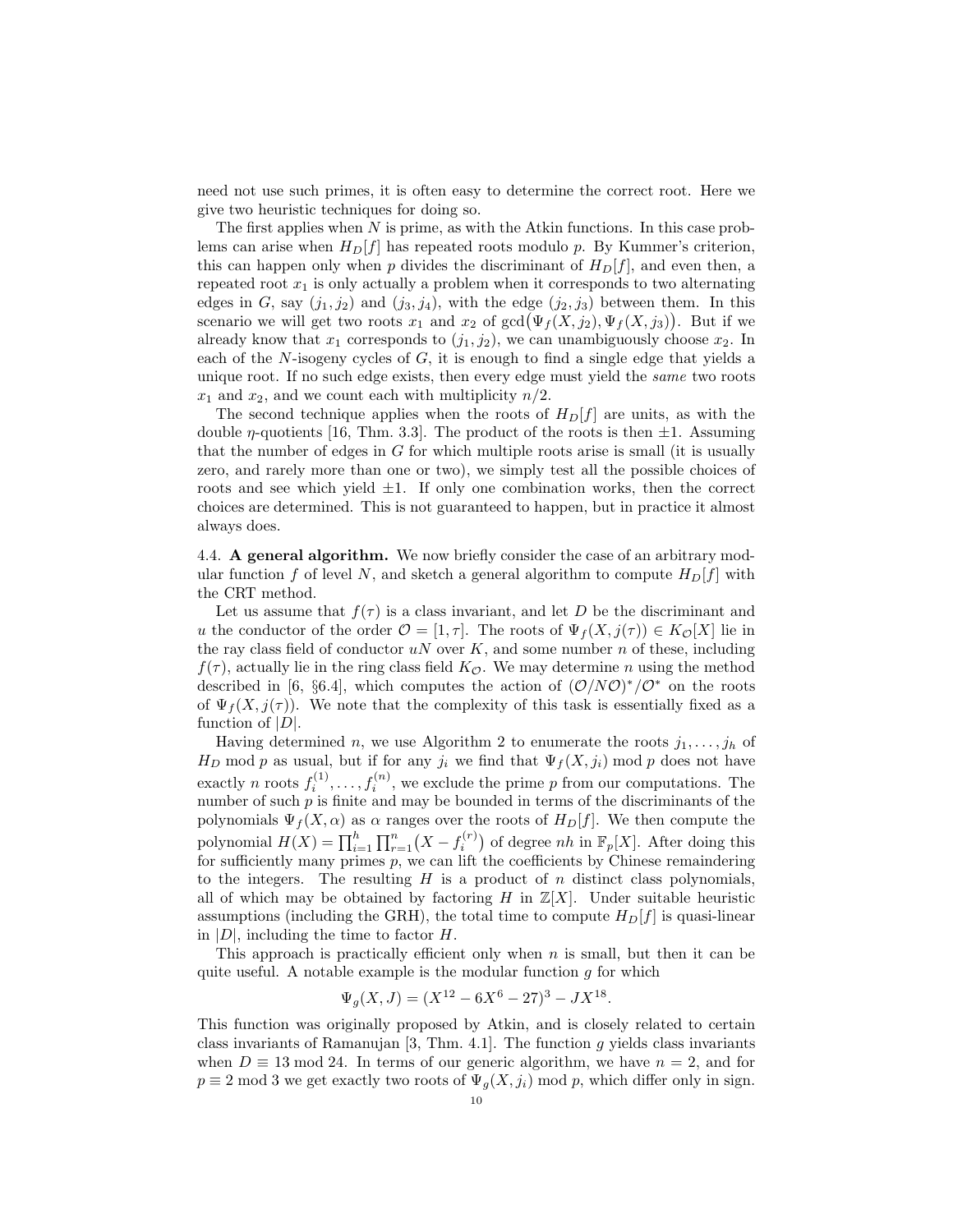need not use such primes, it is often easy to determine the correct root. Here we give two heuristic techniques for doing so.

The first applies when $N$ is prime, as with the Atkin functions. In this case problems can arise when $H_D[f]$ has repeated roots modulo $p$. By Kummer's criterion, this can happen only when $p$ divides the discriminant of $H_D[f]$, and even then, a repeated root $x_1$ is only actually a problem when it corresponds to two alternating edges in $G$, say $(j_1, j_2)$ and $(j_3, j_4)$, with the edge $(j_2, j_3)$ between them. In this scenario we will get two roots $x_1$ and $x_2$ of $\gcd\bigl(\Psi_f(X, j_2), \Psi_f(X, j_3)\bigr)$. But if we already know that $x_1$ corresponds to $(j_1, j_2)$, we can unambiguously choose $x_2$. In each of the $N$-isogeny cycles of $G$, it is enough to find a single edge that yields a unique root. If no such edge exists, then every edge must yield the *same* two roots $x_1$ and $x_2$, and we count each with multiplicity $n/2$.

The second technique applies when the roots of $H_D[f]$ are units, as with the double $\eta$-quotients [16, Thm. 3.3]. The product of the roots is then $\pm 1$. Assuming that the number of edges in $G$ for which multiple roots arise is small (it is usually zero, and rarely more than one or two), we simply test all the possible choices of roots and see which yield $\pm 1$. If only one combination works, then the correct choices are determined. This is not guaranteed to happen, but in practice it almost always does.

4.4. **A general algorithm.** We now briefly consider the case of an arbitrary modular function $f$ of level $N$, and sketch a general algorithm to compute $H_D[f]$ with the CRT method.

Let us assume that $f(\tau)$ is a class invariant, and let $D$ be the discriminant and $u$ the conductor of the order $\mathcal{O} = [1, \tau]$. The roots of $\Psi_f(X, j(\tau)) \in K_{\mathcal{O}}[X]$ lie in the ray class field of conductor $uN$ over $K$, and some number $n$ of these, including $f(\tau)$, actually lie in the ring class field $K_{\mathcal{O}}$. We may determine $n$ using the method described in [6, §6.4], which computes the action of $(\mathcal{O}/N\mathcal{O})^*/\mathcal{O}^*$ on the roots of $\Psi_f(X, j(\tau))$. We note that the complexity of this task is essentially fixed as a function of $|D|$.

Having determined $n$, we use Algorithm 2 to enumerate the roots $j_1, \ldots, j_h$ of $H_D \bmod p$ as usual, but if for any $j_i$ we find that $\Psi_f(X, j_i) \bmod p$ does not have exactly $n$ roots $f_i^{(1)}, \ldots, f_i^{(n)}$, we exclude the prime $p$ from our computations. The number of such $p$ is finite and may be bounded in terms of the discriminants of the polynomials $\Psi_f(X, \alpha)$ as $\alpha$ ranges over the roots of $H_D[f]$. We then compute the polynomial $H(X) = \prod_{i=1}^{h} \prod_{r=1}^{n} \bigl(X - f_i^{(r)}\bigr)$ of degree $nh$ in $\mathbb{F}_p[X]$. After doing this for sufficiently many primes $p$, we can lift the coefficients by Chinese remaindering to the integers. The resulting $H$ is a product of $n$ distinct class polynomials, all of which may be obtained by factoring $H$ in $\mathbb{Z}[X]$. Under suitable heuristic assumptions (including the GRH), the total time to compute $H_D[f]$ is quasi-linear in $|D|$, including the time to factor $H$.

This approach is practically efficient only when $n$ is small, but then it can be quite useful. A notable example is the modular function $g$ for which

$$\Psi_g(X, J) = (X^{12} - 6X^6 - 27)^3 - JX^{18}.$$

This function was originally proposed by Atkin, and is closely related to certain class invariants of Ramanujan [3, Thm. 4.1]. The function $g$ yields class invariants when $D \equiv 13 \bmod 24$. In terms of our generic algorithm, we have $n = 2$, and for $p \equiv 2 \bmod 3$ we get exactly two roots of $\Psi_g(X, j_i) \bmod p$, which differ only in sign.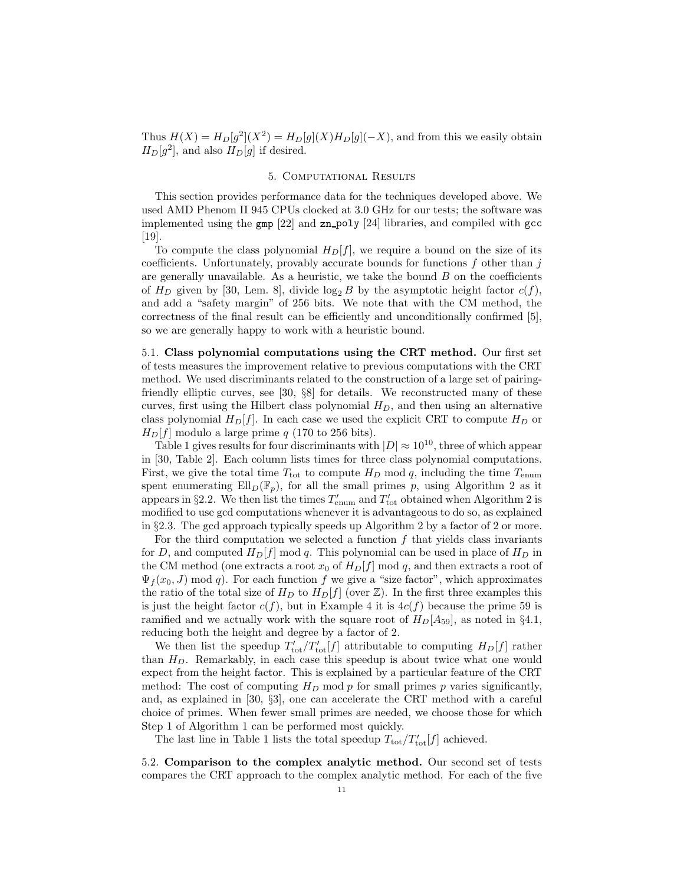Thus $H(X) = H_D[g^2](X^2) = H_D[g](X)H_D[g](-X)$, and from this we easily obtain $H_D[g^2]$, and also $H_D[g]$ if desired.

## 5. Computational Results

This section provides performance data for the techniques developed above. We used AMD Phenom II 945 CPUs clocked at 3.0 GHz for our tests; the software was implemented using the `gmp` [22] and `zn_poly` [24] libraries, and compiled with `gcc` [19].

To compute the class polynomial $H_D[f]$, we require a bound on the size of its coefficients. Unfortunately, provably accurate bounds for functions $f$ other than $j$ are generally unavailable. As a heuristic, we take the bound $B$ on the coefficients of $H_D$ given by [30, Lem. 8], divide $\log_2 B$ by the asymptotic height factor $c(f)$, and add a "safety margin" of 256 bits. We note that with the CM method, the correctness of the final result can be efficiently and unconditionally confirmed [5], so we are generally happy to work with a heuristic bound.

5.1. **Class polynomial computations using the CRT method.** Our first set of tests measures the improvement relative to previous computations with the CRT method. We used discriminants related to the construction of a large set of pairing-friendly elliptic curves, see [30, §8] for details. We reconstructed many of these curves, first using the Hilbert class polynomial $H_D$, and then using an alternative class polynomial $H_D[f]$. In each case we used the explicit CRT to compute $H_D$ or $H_D[f]$ modulo a large prime $q$ (170 to 256 bits).

Table 1 gives results for four discriminants with $|D| \approx 10^{10}$, three of which appear in [30, Table 2]. Each column lists times for three class polynomial computations. First, we give the total time $T_{\text{tot}}$ to compute $H_D \bmod q$, including the time $T_{\text{enum}}$ spent enumerating $\text{Ell}_D(\mathbb{F}_p)$, for all the small primes $p$, using Algorithm 2 as it appears in §2.2. We then list the times $T'_{\text{enum}}$ and $T'_{\text{tot}}$ obtained when Algorithm 2 is modified to use gcd computations whenever it is advantageous to do so, as explained in §2.3. The gcd approach typically speeds up Algorithm 2 by a factor of 2 or more.

For the third computation we selected a function $f$ that yields class invariants for $D$, and computed $H_D[f] \bmod q$. This polynomial can be used in place of $H_D$ in the CM method (one extracts a root $x_0$ of $H_D[f] \bmod q$, and then extracts a root of $\Psi_f(x_0, J) \bmod q$). For each function $f$ we give a "size factor", which approximates the ratio of the total size of $H_D$ to $H_D[f]$ (over $\mathbb{Z}$). In the first three examples this is just the height factor $c(f)$, but in Example 4 it is $4c(f)$ because the prime 59 is ramified and we actually work with the square root of $H_D[A_{59}]$, as noted in §4.1, reducing both the height and degree by a factor of 2.

We then list the speedup $T'_{\text{tot}}/T'_{\text{tot}}[f]$ attributable to computing $H_D[f]$ rather than $H_D$. Remarkably, in each case this speedup is about twice what one would expect from the height factor. This is explained by a particular feature of the CRT method: The cost of computing $H_D \bmod p$ for small primes $p$ varies significantly, and, as explained in [30, §3], one can accelerate the CRT method with a careful choice of primes. When fewer small primes are needed, we choose those for which Step 1 of Algorithm 1 can be performed most quickly.

The last line in Table 1 lists the total speedup $T_{\text{tot}}/T'_{\text{tot}}[f]$ achieved.

5.2. **Comparison to the complex analytic method.** Our second set of tests compares the CRT approach to the complex analytic method. For each of the five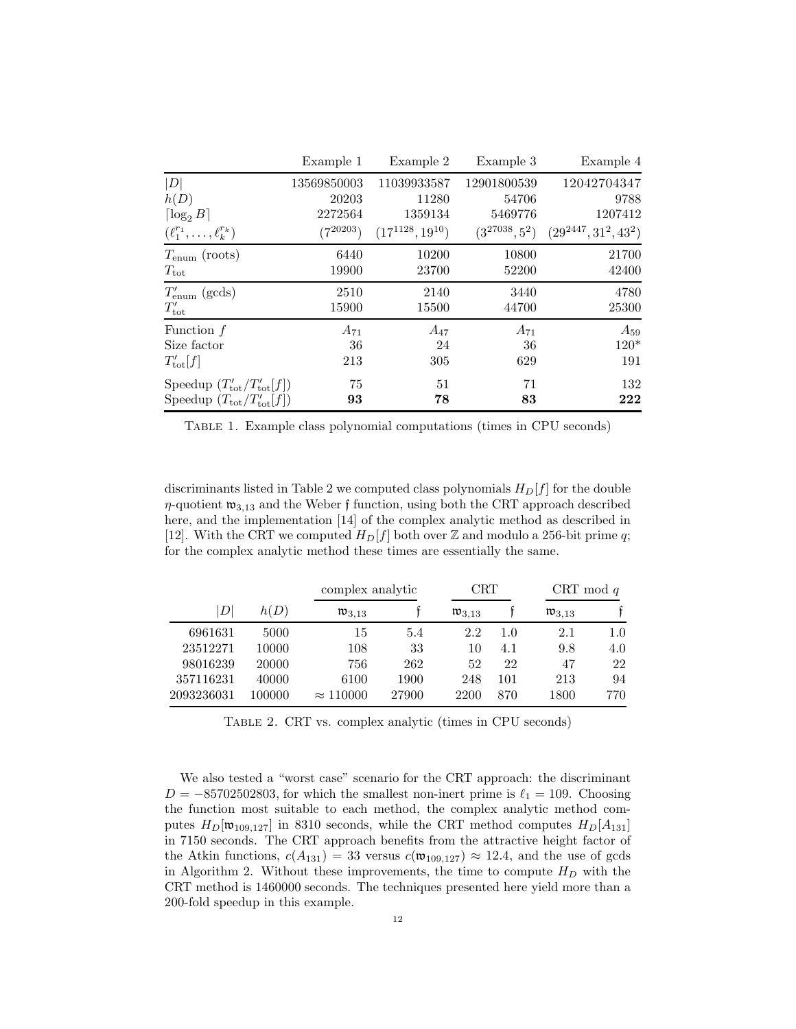| | Example 1 | Example 2 | Example 3 | Example 4 |
|---|---|---|---|---|
| $\lvert D \rvert$ | 13569850003 | 11039933587 | 12901800539 | 12042704347 |
| $h(D)$ | 20203 | 11280 | 54706 | 9788 |
| $\lceil \log_2 B \rceil$ | 2272564 | 1359134 | 5469776 | 1207412 |
| $(\ell_1^{r_1}, \ldots, \ell_k^{r_k})$ | $(7^{20203})$ | $(17^{1128}, 19^{10})$ | $(3^{27038}, 5^2)$ | $(29^{2447}, 31^2, 43^2)$ |
| $T_{\text{enum}}$ (roots) | 6440 | 10200 | 10800 | 21700 |
| $T_{\text{tot}}$ | 19900 | 23700 | 52200 | 42400 |
| $T'_{\text{enum}}$ (gcds) | 2510 | 2140 | 3440 | 4780 |
| $T'_{\text{tot}}$ | 15900 | 15500 | 44700 | 25300 |
| Function $f$ | $A_{71}$ | $A_{47}$ | $A_{71}$ | $A_{59}$ |
| Size factor | 36 | 24 | 36 | 120* |
| $T'_{\text{tot}}[f]$ | 213 | 305 | 629 | 191 |
| Speedup ($T'_{\text{tot}}/T'_{\text{tot}}[f]$) | 75 | 51 | 71 | 132 |
| Speedup ($T_{\text{tot}}/T'_{\text{tot}}[f]$) | **93** | **78** | **83** | **222** |

Table 1. Example class polynomial computations (times in CPU seconds)

discriminants listed in Table 2 we computed class polynomials $H_D[f]$ for the double $\eta$-quotient $\mathfrak{w}_{3,13}$ and the Weber $\mathfrak{f}$ function, using both the CRT approach described here, and the implementation [14] of the complex analytic method as described in [12]. With the CRT we computed $H_D[f]$ both over $\mathbb{Z}$ and modulo a 256-bit prime $q$; for the complex analytic method these times are essentially the same.

| | | complex analytic | | CRT | | CRT mod $q$ | |
|---|---|---|---|---|---|---|---|
| $\lvert D \rvert$ | $h(D)$ | $\mathfrak{w}_{3,13}$ | $\mathfrak{f}$ | $\mathfrak{w}_{3,13}$ | $\mathfrak{f}$ | $\mathfrak{w}_{3,13}$ | $\mathfrak{f}$ |
| 6961631 | 5000 | 15 | 5.4 | 2.2 | 1.0 | 2.1 | 1.0 |
| 23512271 | 10000 | 108 | 33 | 10 | 4.1 | 9.8 | 4.0 |
| 98016239 | 20000 | 756 | 262 | 52 | 22 | 47 | 22 |
| 357116231 | 40000 | 6100 | 1900 | 248 | 101 | 213 | 94 |
| 2093236031 | 100000 | $\approx 110000$ | 27900 | 2200 | 870 | 1800 | 770 |

Table 2. CRT vs. complex analytic (times in CPU seconds)

We also tested a "worst case" scenario for the CRT approach: the discriminant $D = -85702502803$, for which the smallest non-inert prime is $\ell_1 = 109$. Choosing the function most suitable to each method, the complex analytic method computes $H_D[\mathfrak{w}_{109,127}]$ in 8310 seconds, while the CRT method computes $H_D[A_{131}]$ in 7150 seconds. The CRT approach benefits from the attractive height factor of the Atkin functions, $c(A_{131}) = 33$ versus $c(\mathfrak{w}_{109,127}) \approx 12.4$, and the use of gcds in Algorithm 2. Without these improvements, the time to compute $H_D$ with the CRT method is 1460000 seconds. The techniques presented here yield more than a 200-fold speedup in this example.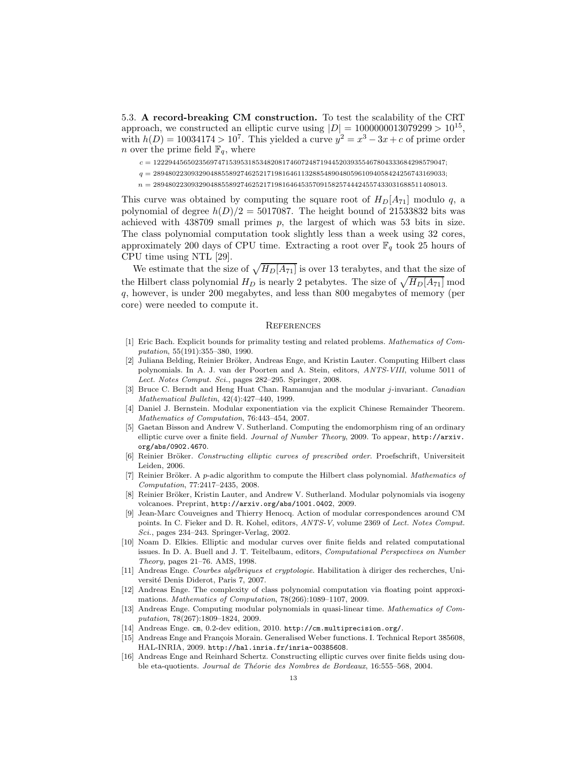5.3. **A record-breaking CM construction.** To test the scalability of the CRT approach, we constructed an elliptic curve using $|D| = 1000000013079299 > 10^{15}$, with $h(D) = 10034174 > 10^7$. This yielded a curve $y^2 = x^3 - 3x + c$ of prime order $n$ over the prime field $\mathbb{F}_q$, where

$c = 122294456502356974715395318534820817460724871944520393554678043336842985790 47;$

$q = 28948022309329048855892746252171981646113288548904805961094058424256743169033;$

$n = 28948022309329048855892746252171981646453570915825744424557433031688511408013.$

This curve was obtained by computing the square root of $H_D[A_{71}]$ modulo $q$, a polynomial of degree $h(D)/2 = 5017087$. The height bound of 21533832 bits was achieved with 438709 small primes $p$, the largest of which was 53 bits in size. The class polynomial computation took slightly less than a week using 32 cores, approximately 200 days of CPU time. Extracting a root over $\mathbb{F}_q$ took 25 hours of CPU time using NTL [29].

We estimate that the size of $\sqrt{H_D[A_{71}]}$ is over 13 terabytes, and that the size of the Hilbert class polynomial $H_D$ is nearly 2 petabytes. The size of $\sqrt{H_D[A_{71}]} \bmod q$, however, is under 200 megabytes, and less than 800 megabytes of memory (per core) were needed to compute it.

## References

[1] Eric Bach. Explicit bounds for primality testing and related problems. *Mathematics of Computation*, 55(191):355–380, 1990.

[2] Juliana Belding, Reinier Bröker, Andreas Enge, and Kristin Lauter. Computing Hilbert class polynomials. In A. J. van der Poorten and A. Stein, editors, *ANTS-VIII*, volume 5011 of *Lect. Notes Comput. Sci.*, pages 282–295. Springer, 2008.

[3] Bruce C. Berndt and Heng Huat Chan. Ramanujan and the modular $j$-invariant. *Canadian Mathematical Bulletin*, 42(4):427–440, 1999.

[4] Daniel J. Bernstein. Modular exponentiation via the explicit Chinese Remainder Theorem. *Mathematics of Computation*, 76:443–454, 2007.

[5] Gaetan Bisson and Andrew V. Sutherland. Computing the endomorphism ring of an ordinary elliptic curve over a finite field. *Journal of Number Theory*, 2009. To appear, http://arxiv.org/abs/0902.4670.

[6] Reinier Bröker. *Constructing elliptic curves of prescribed order*. Proefschrift, Universiteit Leiden, 2006.

[7] Reinier Bröker. A $p$-adic algorithm to compute the Hilbert class polynomial. *Mathematics of Computation*, 77:2417–2435, 2008.

[8] Reinier Bröker, Kristin Lauter, and Andrew V. Sutherland. Modular polynomials via isogeny volcanoes. Preprint, http://arxiv.org/abs/1001.0402, 2009.

[9] Jean-Marc Couveignes and Thierry Henocq. Action of modular correspondences around CM points. In C. Fieker and D. R. Kohel, editors, *ANTS-V*, volume 2369 of *Lect. Notes Comput. Sci.*, pages 234–243. Springer-Verlag, 2002.

[10] Noam D. Elkies. Elliptic and modular curves over finite fields and related computational issues. In D. A. Buell and J. T. Teitelbaum, editors, *Computational Perspectives on Number Theory*, pages 21–76. AMS, 1998.

[11] Andreas Enge. *Courbes algébriques et cryptologie*. Habilitation à diriger des recherches, Université Denis Diderot, Paris 7, 2007.

[12] Andreas Enge. The complexity of class polynomial computation via floating point approximations. *Mathematics of Computation*, 78(266):1089–1107, 2009.

[13] Andreas Enge. Computing modular polynomials in quasi-linear time. *Mathematics of Computation*, 78(267):1809–1824, 2009.

[14] Andreas Enge. cm, 0.2-dev edition, 2010. http://cm.multiprecision.org/.

[15] Andreas Enge and François Morain. Generalised Weber functions. I. Technical Report 385608, HAL-INRIA, 2009. http://hal.inria.fr/inria-00385608.

[16] Andreas Enge and Reinhard Schertz. Constructing elliptic curves over finite fields using double eta-quotients. *Journal de Théorie des Nombres de Bordeaux*, 16:555–568, 2004.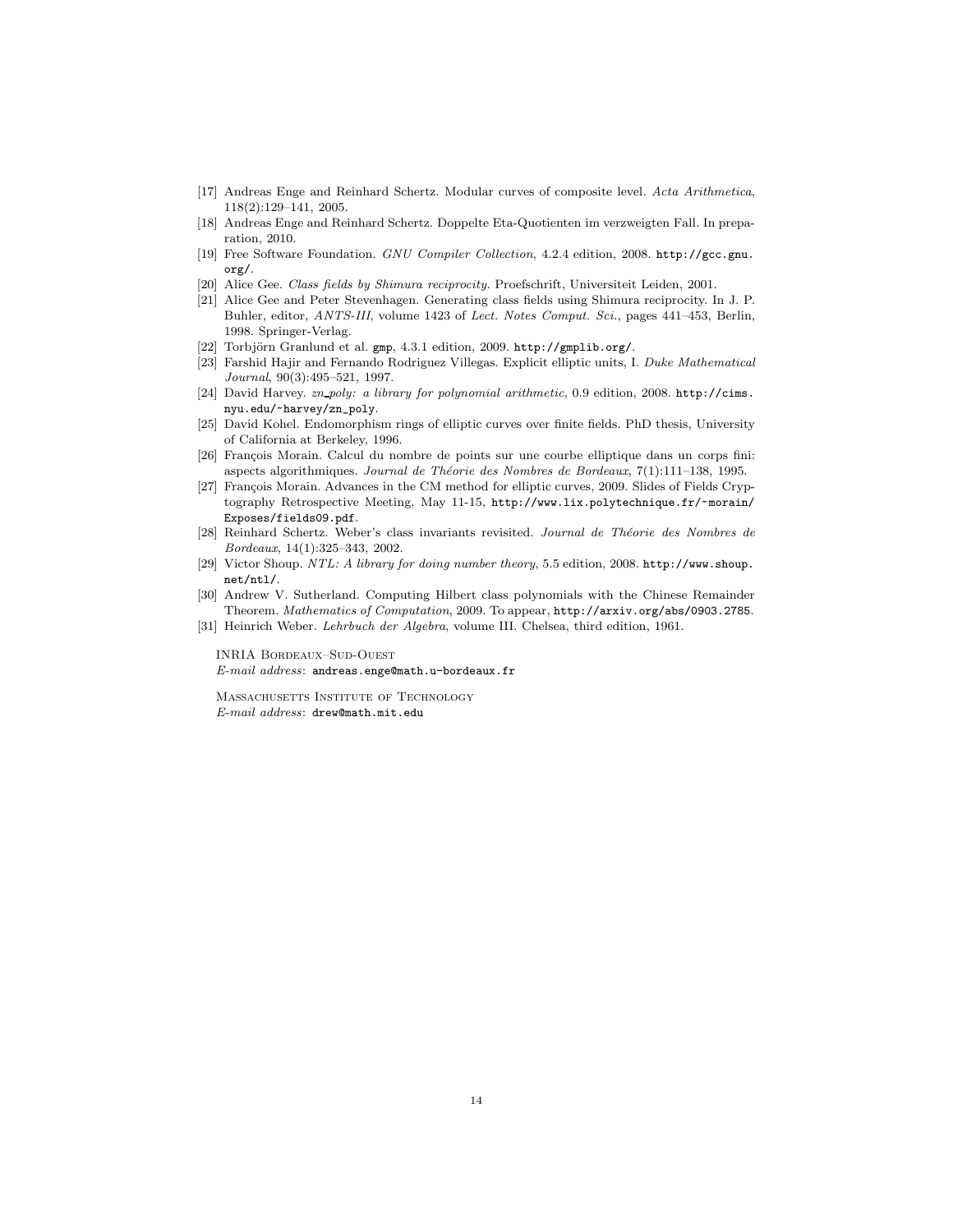[17] Andreas Enge and Reinhard Schertz. Modular curves of composite level. *Acta Arithmetica*, 118(2):129–141, 2005.

[18] Andreas Enge and Reinhard Schertz. Doppelte Eta-Quotienten im verzweigten Fall. In preparation, 2010.

[19] Free Software Foundation. *GNU Compiler Collection*, 4.2.4 edition, 2008. `http://gcc.gnu.org/`.

[20] Alice Gee. *Class fields by Shimura reciprocity*. Proefschrift, Universiteit Leiden, 2001.

[21] Alice Gee and Peter Stevenhagen. Generating class fields using Shimura reciprocity. In J. P. Buhler, editor, *ANTS-III*, volume 1423 of *Lect. Notes Comput. Sci.*, pages 441–453, Berlin, 1998. Springer-Verlag.

[22] Torbjörn Granlund et al. `gmp`, 4.3.1 edition, 2009. `http://gmplib.org/`.

[23] Farshid Hajir and Fernando Rodriguez Villegas. Explicit elliptic units, I. *Duke Mathematical Journal*, 90(3):495–521, 1997.

[24] David Harvey. *zn_poly: a library for polynomial arithmetic*, 0.9 edition, 2008. `http://cims.nyu.edu/~harvey/zn_poly`.

[25] David Kohel. Endomorphism rings of elliptic curves over finite fields. PhD thesis, University of California at Berkeley, 1996.

[26] François Morain. Calcul du nombre de points sur une courbe elliptique dans un corps fini: aspects algorithmiques. *Journal de Théorie des Nombres de Bordeaux*, 7(1):111–138, 1995.

[27] François Morain. Advances in the CM method for elliptic curves, 2009. Slides of Fields Cryptography Retrospective Meeting, May 11-15, `http://www.lix.polytechnique.fr/~morain/Exposes/fields09.pdf`.

[28] Reinhard Schertz. Weber's class invariants revisited. *Journal de Théorie des Nombres de Bordeaux*, 14(1):325–343, 2002.

[29] Victor Shoup. *NTL: A library for doing number theory*, 5.5 edition, 2008. `http://www.shoup.net/ntl/`.

[30] Andrew V. Sutherland. Computing Hilbert class polynomials with the Chinese Remainder Theorem. *Mathematics of Computation*, 2009. To appear, `http://arxiv.org/abs/0903.2785`.

[31] Heinrich Weber. *Lehrbuch der Algebra*, volume III. Chelsea, third edition, 1961.

INRIA Bordeaux–Sud-Ouest
*E-mail address*: `andreas.enge@math.u-bordeaux.fr`

Massachusetts Institute of Technology
*E-mail address*: `drew@math.mit.edu`